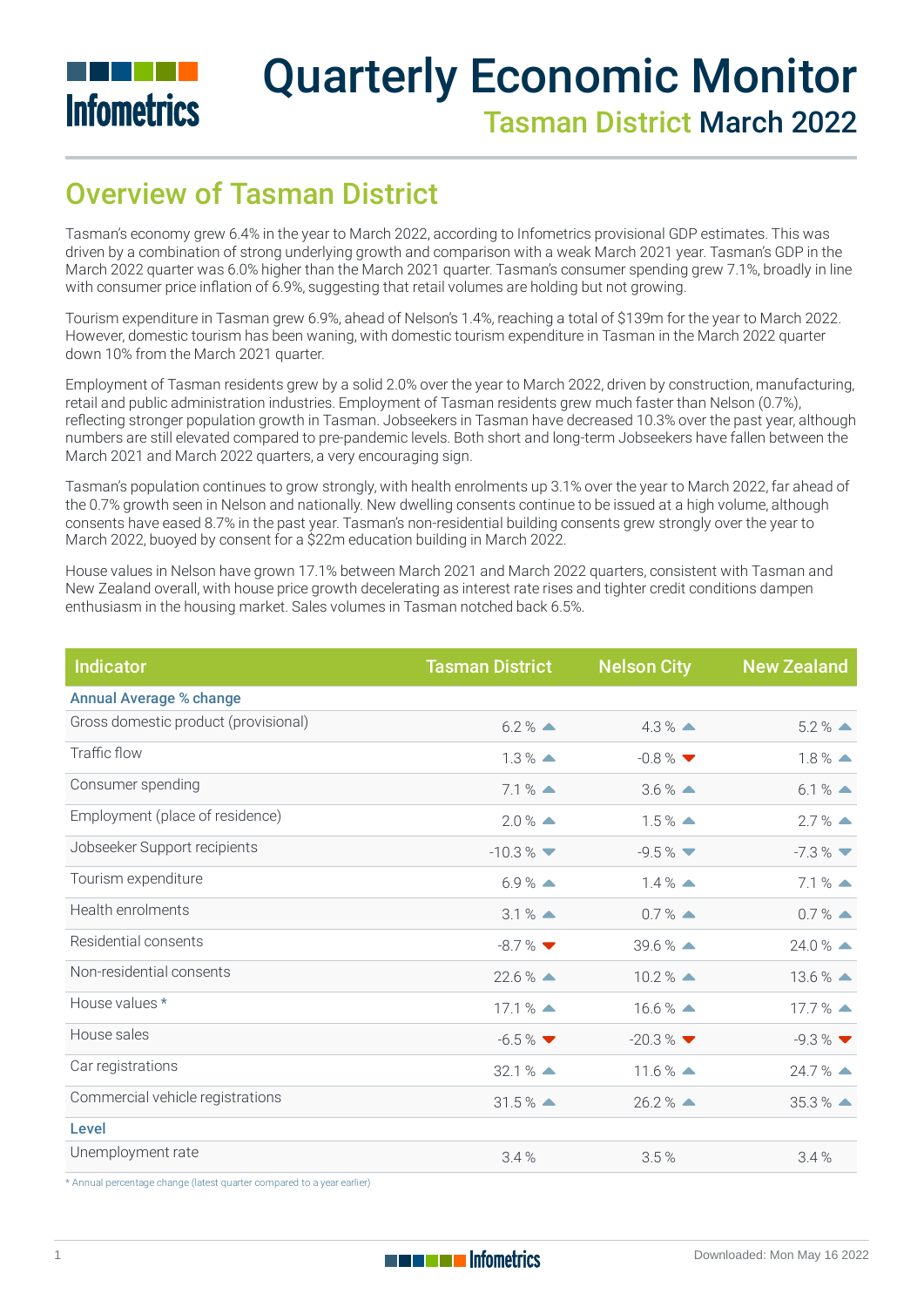# Quarterly Economic Monitor

## Tasman District March 2022

## Overview of Tasman District

Tasman's economy grew 6.4% in the year to March 2022, according to Infometrics provisional GDP estimates. This was driven by a combination of strong underlying growth and comparison with a weak March 2021 year. Tasman's GDP in the March 2022 quarter was 6.0% higher than the March 2021 quarter. Tasman's consumer spending grew 7.1%, broadly in line with consumer price inflation of 6.9%, suggesting that retail volumes are holding but not growing.

Tourism expenditure in Tasman grew 6.9%, ahead of Nelson's 1.4%, reaching a total of $139m for the year to March 2022. However, domestic tourism has been waning, with domestic tourism expenditure in Tasman in the March 2022 quarter down 10% from the March 2021 quarter.

Employment of Tasman residents grew by a solid 2.0% over the year to March 2022, driven by construction, manufacturing, retail and public administration industries. Employment of Tasman residents grew much faster than Nelson (0.7%), reflecting stronger population growth in Tasman. Jobseekers in Tasman have decreased 10.3% over the past year, although numbers are still elevated compared to pre-pandemic levels. Both short and long-term Jobseekers have fallen between the March 2021 and March 2022 quarters, a very encouraging sign.

Tasman's population continues to grow strongly, with health enrolments up 3.1% over the year to March 2022, far ahead of the 0.7% growth seen in Nelson and nationally. New dwelling consents continue to be issued at a high volume, although consents have eased 8.7% in the past year. Tasman's non-residential building consents grew strongly over the year to March 2022, buoyed by consent for a $22m education building in March 2022.

House values in Nelson have grown 17.1% between March 2021 and March 2022 quarters, consistent with Tasman and New Zealand overall, with house price growth decelerating as interest rate rises and tighter credit conditions dampen enthusiasm in the housing market. Sales volumes in Tasman notched back 6.5%.

| Indicator | Tasman District | Nelson City | New Zealand |
|---|---|---|---|
| **Annual Average % change** | | | |
| Gross domestic product (provisional) | 6.2 % ▲ | 4.3 % ▲ | 5.2 % ▲ |
| Traffic flow | 1.3 % ▲ | -0.8 % ▼ | 1.8 % ▲ |
| Consumer spending | 7.1 % ▲ | 3.6 % ▲ | 6.1 % ▲ |
| Employment (place of residence) | 2.0 % ▲ | 1.5 % ▲ | 2.7 % ▲ |
| Jobseeker Support recipients | -10.3 % ▼ | -9.5 % ▼ | -7.3 % ▼ |
| Tourism expenditure | 6.9 % ▲ | 1.4 % ▲ | 7.1 % ▲ |
| Health enrolments | 3.1 % ▲ | 0.7 % ▲ | 0.7 % ▲ |
| Residential consents | -8.7 % ▼ | 39.6 % ▲ | 24.0 % ▲ |
| Non-residential consents | 22.6 % ▲ | 10.2 % ▲ | 13.6 % ▲ |
| House values * | 17.1 % ▲ | 16.6 % ▲ | 17.7 % ▲ |
| House sales | -6.5 % ▼ | -20.3 % ▼ | -9.3 % ▼ |
| Car registrations | 32.1 % ▲ | 11.6 % ▲ | 24.7 % ▲ |
| Commercial vehicle registrations | 31.5 % ▲ | 26.2 % ▲ | 35.3 % ▲ |
| **Level** | | | |
| Unemployment rate | 3.4 % | 3.5 % | 3.4 % |

\* Annual percentage change (latest quarter compared to a year earlier)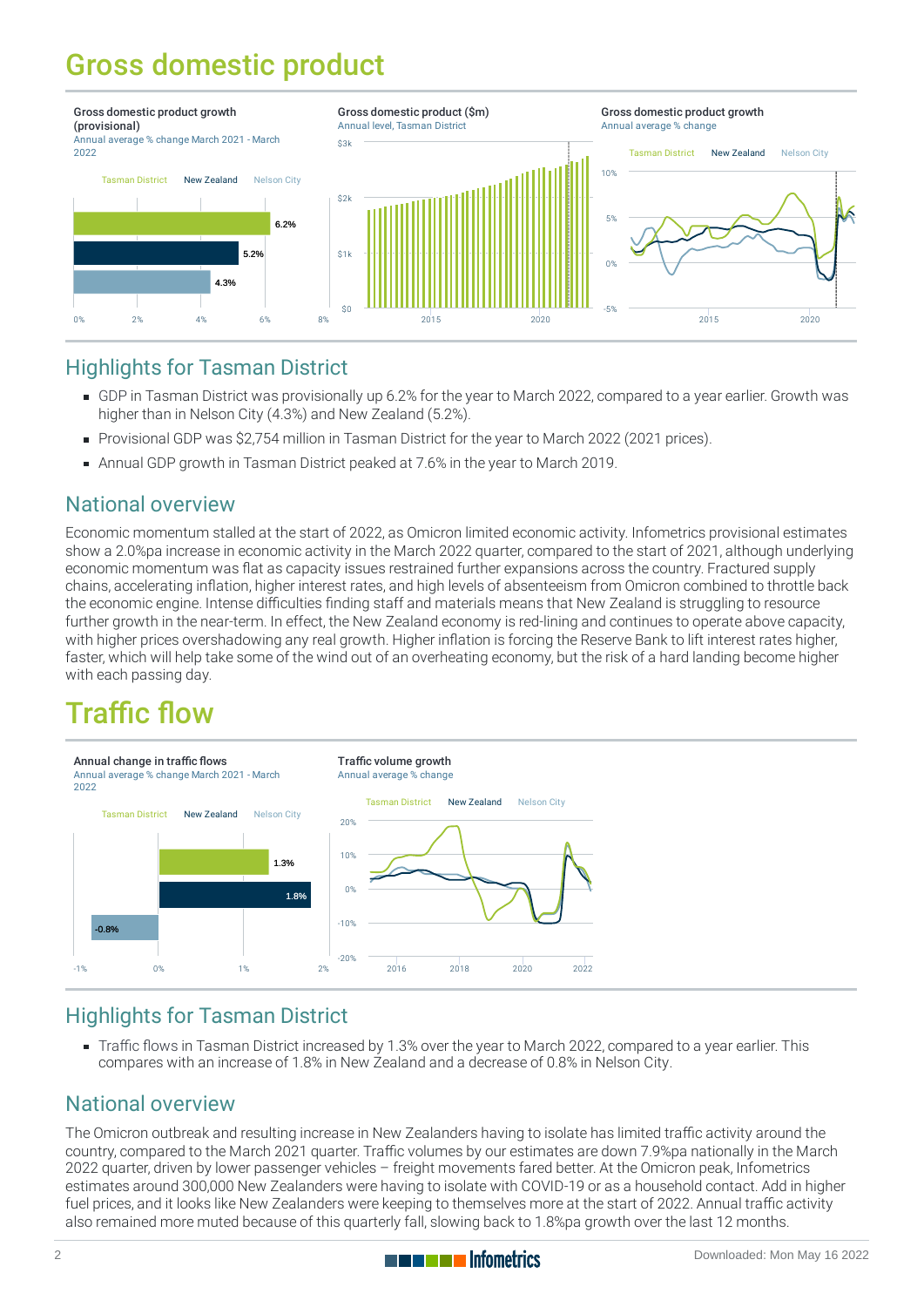# Gross domestic product

**Gross domestic product growth (provisional)**
Annual average % change March 2021 - March 2022

| | Growth |
|---|---|
| Tasman District | 6.2% |
| New Zealand | 5.2% |
| Nelson City | 4.3% |

**Gross domestic product ($m)**
Annual level, Tasman District

**Gross domestic product growth**
Annual average % change

## Highlights for Tasman District

- GDP in Tasman District was provisionally up 6.2% for the year to March 2022, compared to a year earlier. Growth was higher than in Nelson City (4.3%) and New Zealand (5.2%).
- Provisional GDP was $2,754 million in Tasman District for the year to March 2022 (2021 prices).
- Annual GDP growth in Tasman District peaked at 7.6% in the year to March 2019.

## National overview

Economic momentum stalled at the start of 2022, as Omicron limited economic activity. Infometrics provisional estimates show a 2.0%pa increase in economic activity in the March 2022 quarter, compared to the start of 2021, although underlying economic momentum was flat as capacity issues restrained further expansions across the country. Fractured supply chains, accelerating inflation, higher interest rates, and high levels of absenteeism from Omicron combined to throttle back the economic engine. Intense difficulties finding staff and materials means that New Zealand is struggling to resource further growth in the near-term. In effect, the New Zealand economy is red-lining and continues to operate above capacity, with higher prices overshadowing any real growth. Higher inflation is forcing the Reserve Bank to lift interest rates higher, faster, which will help take some of the wind out of an overheating economy, but the risk of a hard landing become higher with each passing day.

# Traffic flow

**Annual change in traffic flows**
Annual average % change March 2021 - March 2022

| | Change |
|---|---|
| Tasman District | 1.3% |
| New Zealand | 1.8% |
| Nelson City | -0.8% |

**Traffic volume growth**
Annual average % change

## Highlights for Tasman District

- Traffic flows in Tasman District increased by 1.3% over the year to March 2022, compared to a year earlier. This compares with an increase of 1.8% in New Zealand and a decrease of 0.8% in Nelson City.

## National overview

The Omicron outbreak and resulting increase in New Zealanders having to isolate has limited traffic activity around the country, compared to the March 2021 quarter. Traffic volumes by our estimates are down 7.9%pa nationally in the March 2022 quarter, driven by lower passenger vehicles – freight movements fared better. At the Omicron peak, Infometrics estimates around 300,000 New Zealanders were having to isolate with COVID-19 or as a household contact. Add in higher fuel prices, and it looks like New Zealanders were keeping to themselves more at the start of 2022. Annual traffic activity also remained more muted because of this quarterly fall, slowing back to 1.8%pa growth over the last 12 months.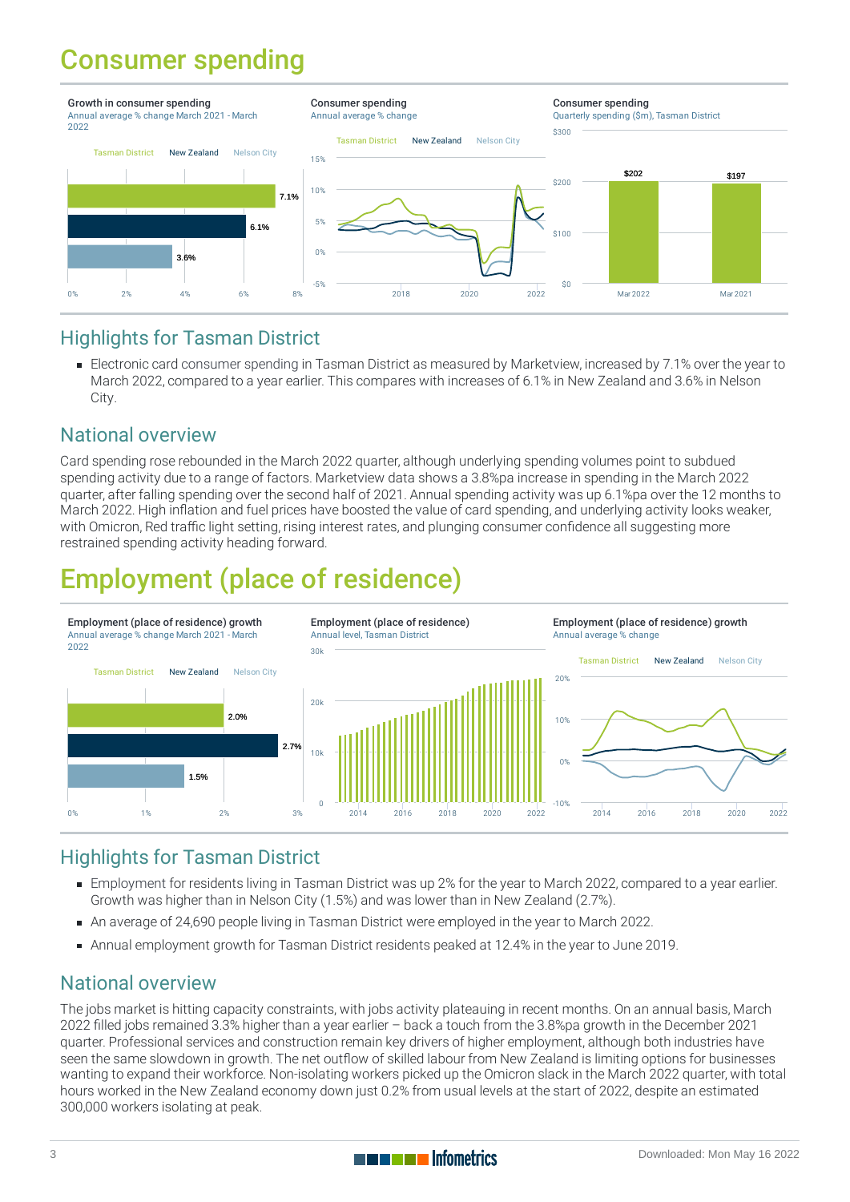# Consumer spending

**Growth in consumer spending**
Annual average % change March 2021 - March 2022

| | % |
|---|---|
| Tasman District | 7.1% |
| New Zealand | 6.1% |
| Nelson City | 3.6% |

**Consumer spending**
Annual average % change

**Consumer spending**
Quarterly spending ($m), Tasman District

| | $m |
|---|---|
| Mar 2022 | $202 |
| Mar 2021 | $197 |

## Highlights for Tasman District

- Electronic card consumer spending in Tasman District as measured by Marketview, increased by 7.1% over the year to March 2022, compared to a year earlier. This compares with increases of 6.1% in New Zealand and 3.6% in Nelson City.

## National overview

Card spending rose rebounded in the March 2022 quarter, although underlying spending volumes point to subdued spending activity due to a range of factors. Marketview data shows a 3.8%pa increase in spending in the March 2022 quarter, after falling spending over the second half of 2021. Annual spending activity was up 6.1%pa over the 12 months to March 2022. High inflation and fuel prices have boosted the value of card spending, and underlying activity looks weaker, with Omicron, Red traffic light setting, rising interest rates, and plunging consumer confidence all suggesting more restrained spending activity heading forward.

# Employment (place of residence)

**Employment (place of residence) growth**
Annual average % change March 2021 - March 2022

| | % |
|---|---|
| Tasman District | 2.0% |
| New Zealand | 2.7% |
| Nelson City | 1.5% |

**Employment (place of residence)**
Annual level, Tasman District

**Employment (place of residence) growth**
Annual average % change

## Highlights for Tasman District

- Employment for residents living in Tasman District was up 2% for the year to March 2022, compared to a year earlier. Growth was higher than in Nelson City (1.5%) and was lower than in New Zealand (2.7%).
- An average of 24,690 people living in Tasman District were employed in the year to March 2022.
- Annual employment growth for Tasman District residents peaked at 12.4% in the year to June 2019.

## National overview

The jobs market is hitting capacity constraints, with jobs activity plateauing in recent months. On an annual basis, March 2022 filled jobs remained 3.3% higher than a year earlier – back a touch from the 3.8%pa growth in the December 2021 quarter. Professional services and construction remain key drivers of higher employment, although both industries have seen the same slowdown in growth. The net outflow of skilled labour from New Zealand is limiting options for businesses wanting to expand their workforce. Non-isolating workers picked up the Omicron slack in the March 2022 quarter, with total hours worked in the New Zealand economy down just 0.2% from usual levels at the start of 2022, despite an estimated 300,000 workers isolating at peak.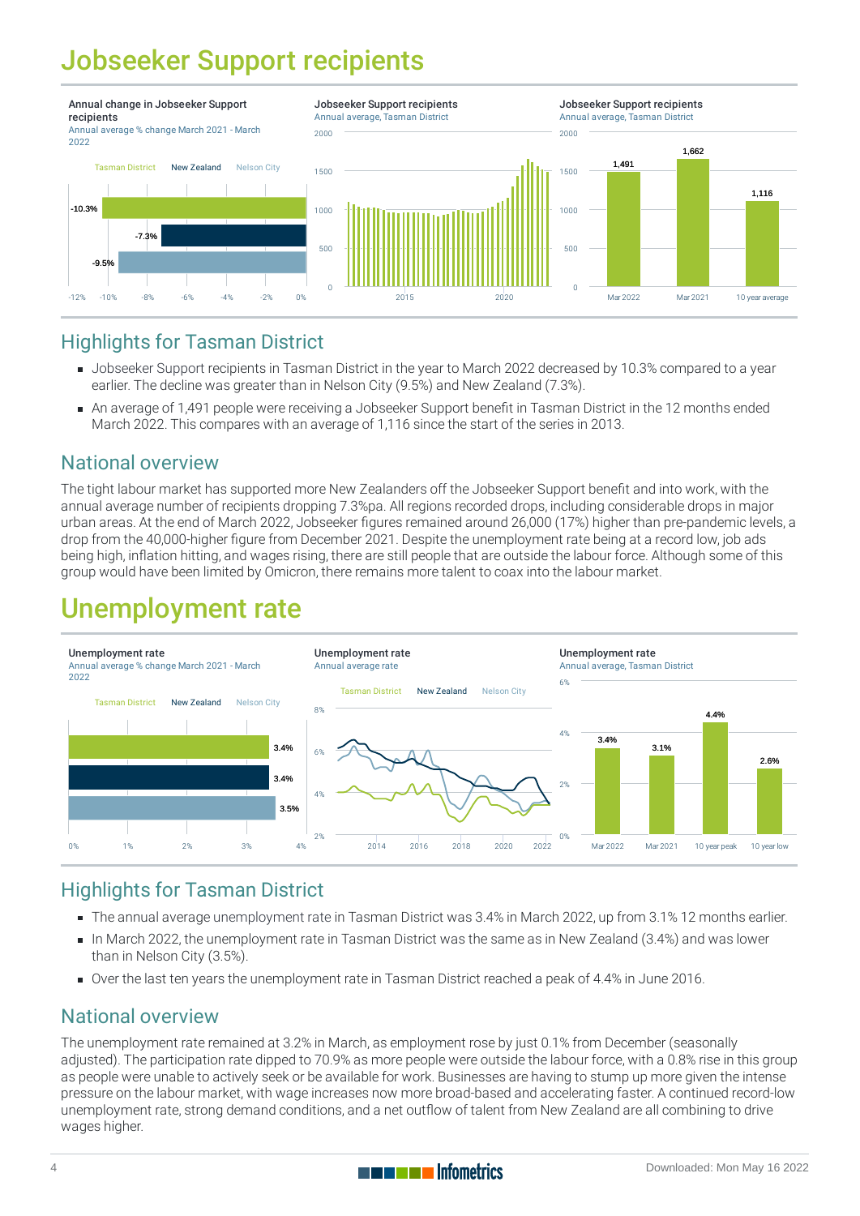# Jobseeker Support recipients

**Annual change in Jobseeker Support recipients**
Annual average % change March 2021 - March 2022

Tasman District | New Zealand | Nelson City

-10.3%
-7.3%
-9.5%

-12% -10% -8% -6% -4% -2% 0%

**Jobseeker Support recipients**
Annual average, Tasman District

2000 1500 1000 500 0
2015 2020

**Jobseeker Support recipients**
Annual average, Tasman District

| Mar 2022 | Mar 2021 | 10 year average |
|---|---|---|
| 1,491 | 1,662 | 1,116 |

## Highlights for Tasman District

- Jobseeker Support recipients in Tasman District in the year to March 2022 decreased by 10.3% compared to a year earlier. The decline was greater than in Nelson City (9.5%) and New Zealand (7.3%).
- An average of 1,491 people were receiving a Jobseeker Support benefit in Tasman District in the 12 months ended March 2022. This compares with an average of 1,116 since the start of the series in 2013.

## National overview

The tight labour market has supported more New Zealanders off the Jobseeker Support benefit and into work, with the annual average number of recipients dropping 7.3%pa. All regions recorded drops, including considerable drops in major urban areas. At the end of March 2022, Jobseeker figures remained around 26,000 (17%) higher than pre-pandemic levels, a drop from the 40,000-higher figure from December 2021. Despite the unemployment rate being at a record low, job ads being high, inflation hitting, and wages rising, there are still people that are outside the labour force. Although some of this group would have been limited by Omicron, there remains more talent to coax into the labour market.

# Unemployment rate

**Unemployment rate**
Annual average % change March 2021 - March 2022

Tasman District | New Zealand | Nelson City

3.4%
3.4%
3.5%

0% 1% 2% 3% 4%

**Unemployment rate**
Annual average rate

Tasman District | New Zealand | Nelson City

8% 6% 4% 2%
2014 2016 2018 2020 2022

**Unemployment rate**
Annual average, Tasman District

| Mar 2022 | Mar 2021 | 10 year peak | 10 year low |
|---|---|---|---|
| 3.4% | 3.1% | 4.4% | 2.6% |

## Highlights for Tasman District

- The annual average unemployment rate in Tasman District was 3.4% in March 2022, up from 3.1% 12 months earlier.
- In March 2022, the unemployment rate in Tasman District was the same as in New Zealand (3.4%) and was lower than in Nelson City (3.5%).
- Over the last ten years the unemployment rate in Tasman District reached a peak of 4.4% in June 2016.

## National overview

The unemployment rate remained at 3.2% in March, as employment rose by just 0.1% from December (seasonally adjusted). The participation rate dipped to 70.9% as more people were outside the labour force, with a 0.8% rise in this group as people were unable to actively seek or be available for work. Businesses are having to stump up more given the intense pressure on the labour market, with wage increases now more broad-based and accelerating faster. A continued record-low unemployment rate, strong demand conditions, and a net outflow of talent from New Zealand are all combining to drive wages higher.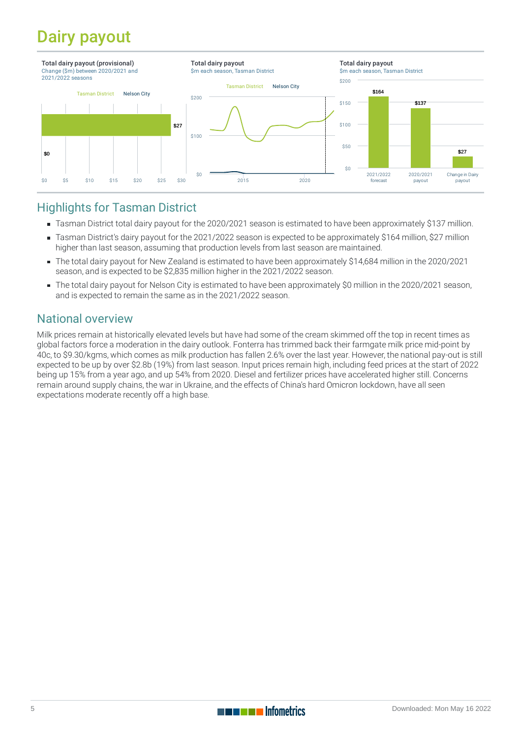# Dairy payout

**Total dairy payout (provisional)**
Change ($m) between 2020/2021 and 2021/2022 seasons

Tasman District | Nelson City

$27

$0

**Total dairy payout**
$m each season, Tasman District

Tasman District | Nelson City

**Total dairy payout**
$m each season, Tasman District

| | 2021/2022 forecast | 2020/2021 payout | Change in Dairy payout |
|---|---|---|---|
| $m | $164 | $137 | $27 |

## Highlights for Tasman District

- Tasman District total dairy payout for the 2020/2021 season is estimated to have been approximately $137 million.
- Tasman District's dairy payout for the 2021/2022 season is expected to be approximately $164 million, $27 million higher than last season, assuming that production levels from last season are maintained.
- The total dairy payout for New Zealand is estimated to have been approximately $14,684 million in the 2020/2021 season, and is expected to be $2,835 million higher in the 2021/2022 season.
- The total dairy payout for Nelson City is estimated to have been approximately $0 million in the 2020/2021 season, and is expected to remain the same as in the 2021/2022 season.

## National overview

Milk prices remain at historically elevated levels but have had some of the cream skimmed off the top in recent times as global factors force a moderation in the dairy outlook. Fonterra has trimmed back their farmgate milk price mid-point by 40c, to $9.30/kgms, which comes as milk production has fallen 2.6% over the last year. However, the national pay-out is still expected to be up by over $2.8b (19%) from last season. Input prices remain high, including feed prices at the start of 2022 being up 15% from a year ago, and up 54% from 2020. Diesel and fertilizer prices have accelerated higher still. Concerns remain around supply chains, the war in Ukraine, and the effects of China's hard Omicron lockdown, have all seen expectations moderate recently off a high base.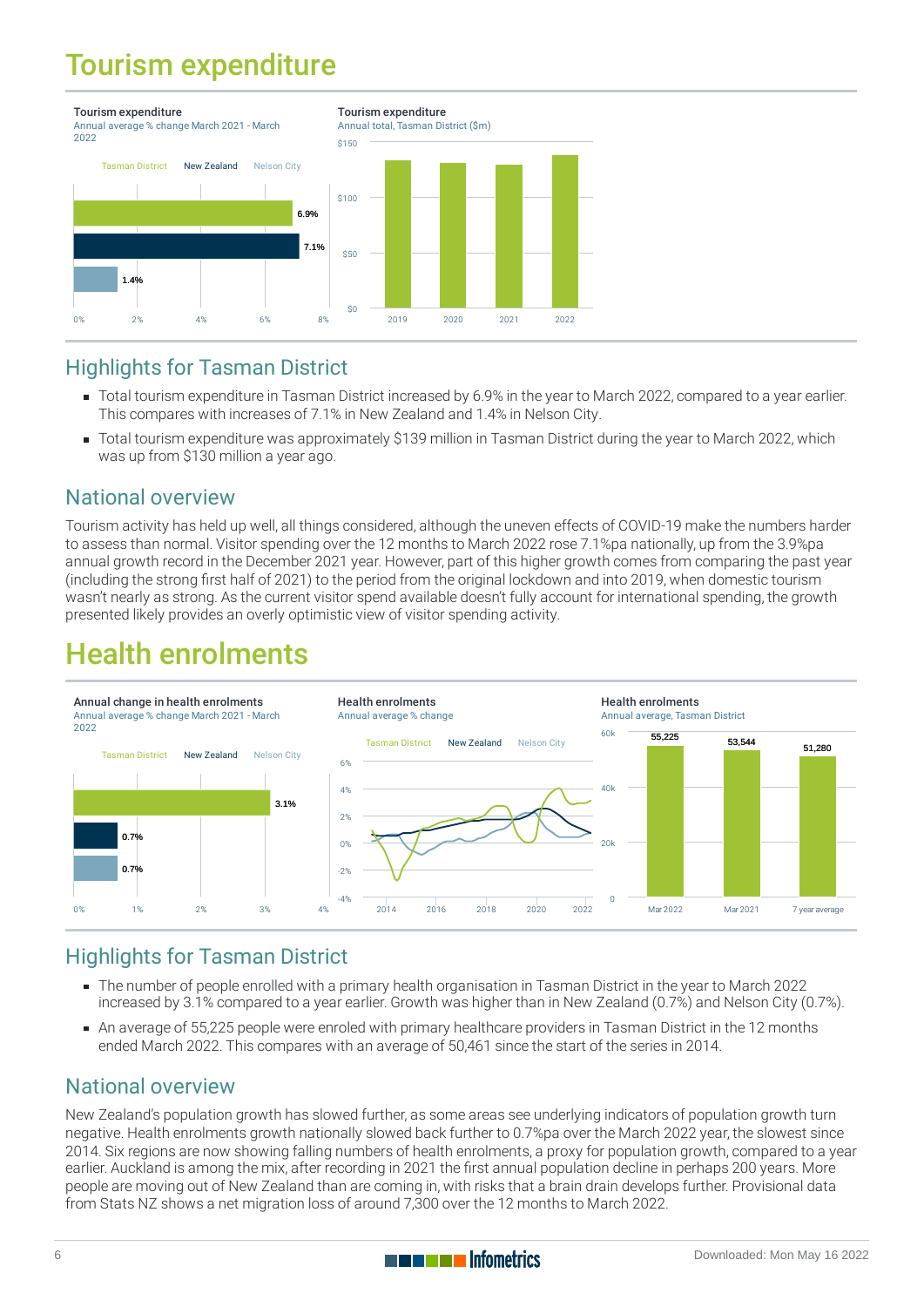# Tourism expenditure

**Tourism expenditure**
Annual average % change March 2021 - March 2022

| | Tasman District | New Zealand | Nelson City |
|---|---|---|---|
| % change | 6.9% | 7.1% | 1.4% |

**Tourism expenditure**
Annual total, Tasman District ($m)

## Highlights for Tasman District

- Total tourism expenditure in Tasman District increased by 6.9% in the year to March 2022, compared to a year earlier. This compares with increases of 7.1% in New Zealand and 1.4% in Nelson City.
- Total tourism expenditure was approximately $139 million in Tasman District during the year to March 2022, which was up from $130 million a year ago.

## National overview

Tourism activity has held up well, all things considered, although the uneven effects of COVID-19 make the numbers harder to assess than normal. Visitor spending over the 12 months to March 2022 rose 7.1%pa nationally, up from the 3.9%pa annual growth record in the December 2021 year. However, part of this higher growth comes from comparing the past year (including the strong first half of 2021) to the period from the original lockdown and into 2019, when domestic tourism wasn't nearly as strong. As the current visitor spend available doesn't fully account for international spending, the growth presented likely provides an overly optimistic view of visitor spending activity.

# Health enrolments

**Annual change in health enrolments**
Annual average % change March 2021 - March 2022

| | Tasman District | New Zealand | Nelson City |
|---|---|---|---|
| % change | 3.1% | 0.7% | 0.7% |

**Health enrolments**
Annual average % change

**Health enrolments**
Annual average, Tasman District

| Mar 2022 | Mar 2021 | 7 year average |
|---|---|---|
| 55,225 | 53,544 | 51,280 |

## Highlights for Tasman District

- The number of people enrolled with a primary health organisation in Tasman District in the year to March 2022 increased by 3.1% compared to a year earlier. Growth was higher than in New Zealand (0.7%) and Nelson City (0.7%).
- An average of 55,225 people were enroled with primary healthcare providers in Tasman District in the 12 months ended March 2022. This compares with an average of 50,461 since the start of the series in 2014.

## National overview

New Zealand's population growth has slowed further, as some areas see underlying indicators of population growth turn negative. Health enrolments growth nationally slowed back further to 0.7%pa over the March 2022 year, the slowest since 2014. Six regions are now showing falling numbers of health enrolments, a proxy for population growth, compared to a year earlier. Auckland is among the mix, after recording in 2021 the first annual population decline in perhaps 200 years. More people are moving out of New Zealand than are coming in, with risks that a brain drain develops further. Provisional data from Stats NZ shows a net migration loss of around 7,300 over the 12 months to March 2022.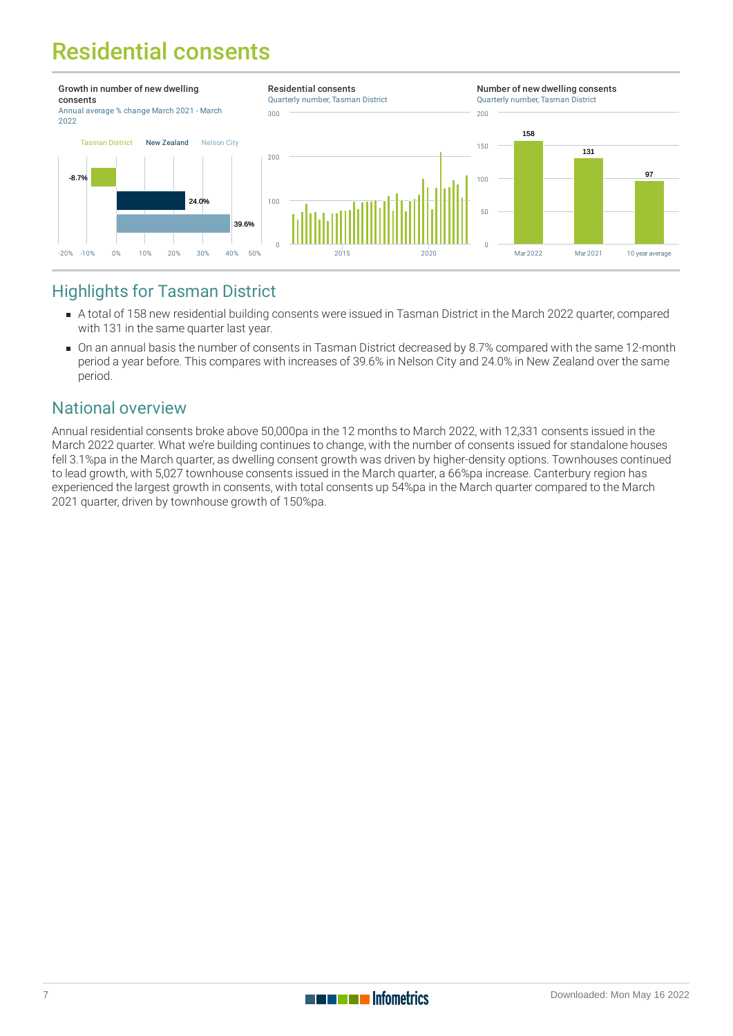# Residential consents

**Growth in number of new dwelling consents**
Annual average % change March 2021 - March 2022

| | Annual average % change |
|---|---|
| Tasman District | -8.7% |
| New Zealand | 24.0% |
| Nelson City | 39.6% |

**Residential consents**
Quarterly number, Tasman District

**Number of new dwelling consents**
Quarterly number, Tasman District

| Mar 2022 | Mar 2021 | 10 year average |
|---|---|---|
| 158 | 131 | 97 |

## Highlights for Tasman District

- A total of 158 new residential building consents were issued in Tasman District in the March 2022 quarter, compared with 131 in the same quarter last year.
- On an annual basis the number of consents in Tasman District decreased by 8.7% compared with the same 12-month period a year before. This compares with increases of 39.6% in Nelson City and 24.0% in New Zealand over the same period.

## National overview

Annual residential consents broke above 50,000pa in the 12 months to March 2022, with 12,331 consents issued in the March 2022 quarter. What we're building continues to change, with the number of consents issued for standalone houses fell 3.1%pa in the March quarter, as dwelling consent growth was driven by higher-density options. Townhouses continued to lead growth, with 5,027 townhouse consents issued in the March quarter, a 66%pa increase. Canterbury region has experienced the largest growth in consents, with total consents up 54%pa in the March quarter compared to the March 2021 quarter, driven by townhouse growth of 150%pa.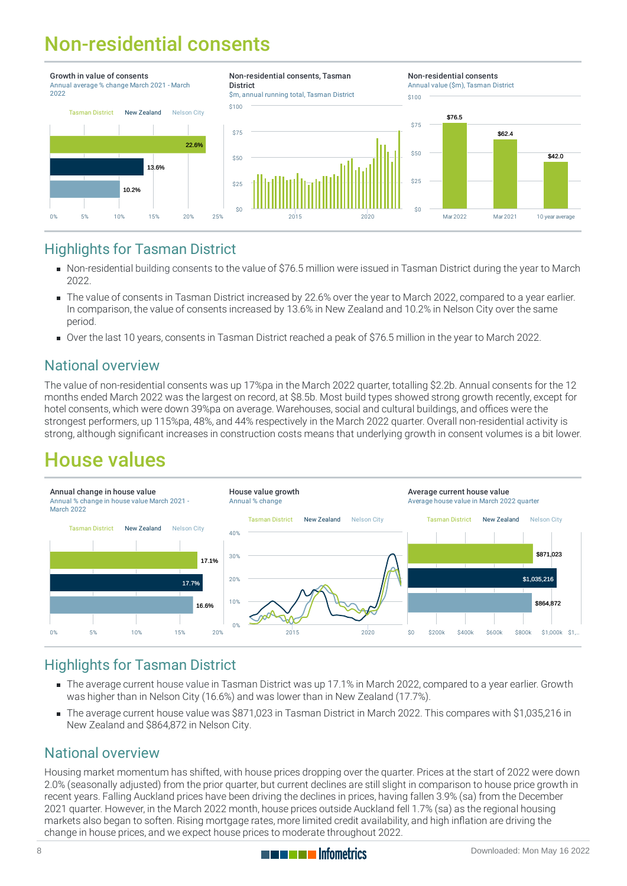# Non-residential consents

**Growth in value of consents**
Annual average % change March 2021 - March 2022

| | % change |
|---|---|
| Tasman District | 22.6% |
| New Zealand | 13.6% |
| Nelson City | 10.2% |

**Non-residential consents, Tasman District**
$m, annual running total, Tasman District

**Non-residential consents**
Annual value ($m), Tasman District

| | Value ($m) |
|---|---|
| Mar 2022 | $76.5 |
| Mar 2021 | $62.4 |
| 10 year average | $42.0 |

## Highlights for Tasman District

- Non-residential building consents to the value of $76.5 million were issued in Tasman District during the year to March 2022.
- The value of consents in Tasman District increased by 22.6% over the year to March 2022, compared to a year earlier. In comparison, the value of consents increased by 13.6% in New Zealand and 10.2% in Nelson City over the same period.
- Over the last 10 years, consents in Tasman District reached a peak of $76.5 million in the year to March 2022.

## National overview

The value of non-residential consents was up 17%pa in the March 2022 quarter, totalling $2.2b. Annual consents for the 12 months ended March 2022 was the largest on record, at $8.5b. Most build types showed strong growth recently, except for hotel consents, which were down 39%pa on average. Warehouses, social and cultural buildings, and offices were the strongest performers, up 115%pa, 48%, and 44% respectively in the March 2022 quarter. Overall non-residential activity is strong, although significant increases in construction costs means that underlying growth in consent volumes is a bit lower.

# House values

**Annual change in house value**
Annual % change in house value March 2021 - March 2022

| | % change |
|---|---|
| Tasman District | 17.1% |
| New Zealand | 17.7% |
| Nelson City | 16.6% |

**House value growth**
Annual % change

**Average current house value**
Average house value in March 2022 quarter

| | Value |
|---|---|
| Tasman District | $871,023 |
| New Zealand | $1,035,216 |
| Nelson City | $864,872 |

## Highlights for Tasman District

- The average current house value in Tasman District was up 17.1% in March 2022, compared to a year earlier. Growth was higher than in Nelson City (16.6%) and was lower than in New Zealand (17.7%).
- The average current house value was $871,023 in Tasman District in March 2022. This compares with $1,035,216 in New Zealand and $864,872 in Nelson City.

## National overview

Housing market momentum has shifted, with house prices dropping over the quarter. Prices at the start of 2022 were down 2.0% (seasonally adjusted) from the prior quarter, but current declines are still slight in comparison to house price growth in recent years. Falling Auckland prices have been driving the declines in prices, having fallen 3.9% (sa) from the December 2021 quarter. However, in the March 2022 month, house prices outside Auckland fell 1.7% (sa) as the regional housing markets also began to soften. Rising mortgage rates, more limited credit availability, and high inflation are driving the change in house prices, and we expect house prices to moderate throughout 2022.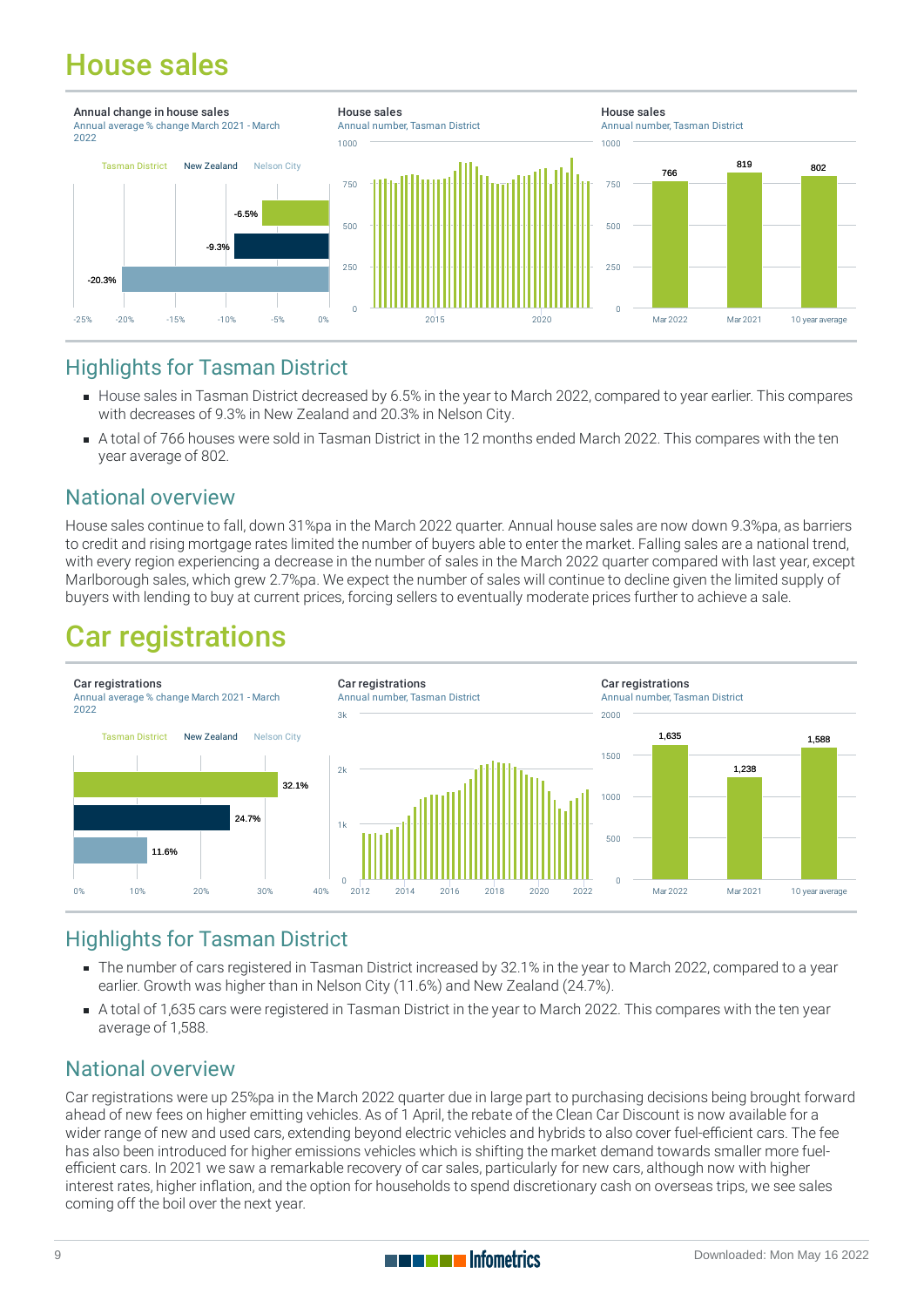# House sales

**Annual change in house sales**
Annual average % change March 2021 - March 2022

Tasman District | New Zealand | Nelson City

| Region | Change |
|---|---|
| Tasman District | -6.5% |
| New Zealand | -9.3% |
| Nelson City | -20.3% |

**House sales**
Annual number, Tasman District

**House sales**
Annual number, Tasman District

| Period | House sales |
|---|---|
| Mar 2022 | 766 |
| Mar 2021 | 819 |
| 10 year average | 802 |

## Highlights for Tasman District

- House sales in Tasman District decreased by 6.5% in the year to March 2022, compared to year earlier. This compares with decreases of 9.3% in New Zealand and 20.3% in Nelson City.
- A total of 766 houses were sold in Tasman District in the 12 months ended March 2022. This compares with the ten year average of 802.

## National overview

House sales continue to fall, down 31%pa in the March 2022 quarter. Annual house sales are now down 9.3%pa, as barriers to credit and rising mortgage rates limited the number of buyers able to enter the market. Falling sales are a national trend, with every region experiencing a decrease in the number of sales in the March 2022 quarter compared with last year, except Marlborough sales, which grew 2.7%pa. We expect the number of sales will continue to decline given the limited supply of buyers with lending to buy at current prices, forcing sellers to eventually moderate prices further to achieve a sale.

# Car registrations

**Car registrations**
Annual average % change March 2021 - March 2022

Tasman District | New Zealand | Nelson City

| Region | Change |
|---|---|
| Tasman District | 32.1% |
| New Zealand | 24.7% |
| Nelson City | 11.6% |

**Car registrations**
Annual number, Tasman District

**Car registrations**
Annual number, Tasman District

| Period | Car registrations |
|---|---|
| Mar 2022 | 1,635 |
| Mar 2021 | 1,238 |
| 10 year average | 1,588 |

## Highlights for Tasman District

- The number of cars registered in Tasman District increased by 32.1% in the year to March 2022, compared to a year earlier. Growth was higher than in Nelson City (11.6%) and New Zealand (24.7%).
- A total of 1,635 cars were registered in Tasman District in the year to March 2022. This compares with the ten year average of 1,588.

## National overview

Car registrations were up 25%pa in the March 2022 quarter due in large part to purchasing decisions being brought forward ahead of new fees on higher emitting vehicles. As of 1 April, the rebate of the Clean Car Discount is now available for a wider range of new and used cars, extending beyond electric vehicles and hybrids to also cover fuel-efficient cars. The fee has also been introduced for higher emissions vehicles which is shifting the market demand towards smaller more fuel-efficient cars. In 2021 we saw a remarkable recovery of car sales, particularly for new cars, although now with higher interest rates, higher inflation, and the option for households to spend discretionary cash on overseas trips, we see sales coming off the boil over the next year.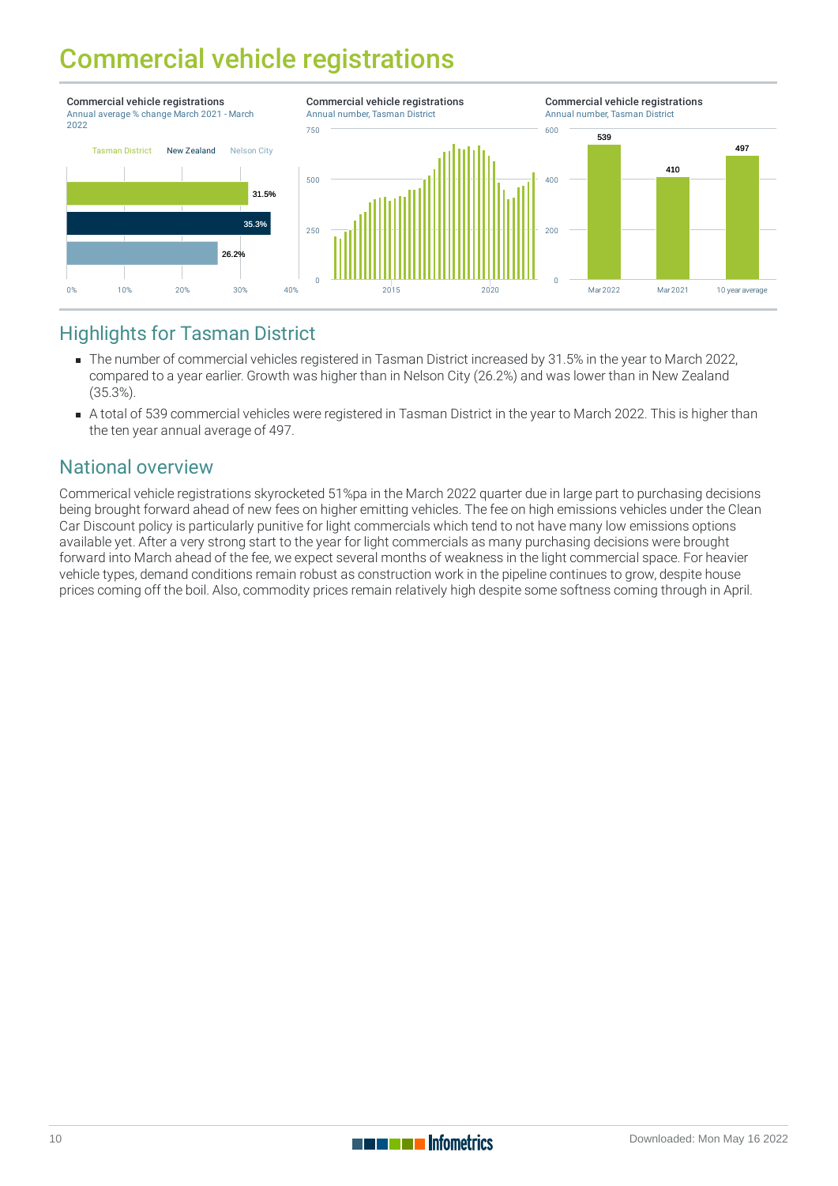# Commercial vehicle registrations

**Commercial vehicle registrations**
Annual average % change March 2021 - March 2022

| | % change |
|---|---|
| Tasman District | 31.5% |
| New Zealand | 35.3% |
| Nelson City | 26.2% |

**Commercial vehicle registrations**
Annual number, Tasman District

**Commercial vehicle registrations**
Annual number, Tasman District

| Mar 2022 | Mar 2021 | 10 year average |
|---|---|---|
| 539 | 410 | 497 |

## Highlights for Tasman District

- The number of commercial vehicles registered in Tasman District increased by 31.5% in the year to March 2022, compared to a year earlier. Growth was higher than in Nelson City (26.2%) and was lower than in New Zealand (35.3%).
- A total of 539 commercial vehicles were registered in Tasman District in the year to March 2022. This is higher than the ten year annual average of 497.

## National overview

Commerical vehicle registrations skyrocketed 51%pa in the March 2022 quarter due in large part to purchasing decisions being brought forward ahead of new fees on higher emitting vehicles. The fee on high emissions vehicles under the Clean Car Discount policy is particularly punitive for light commercials which tend to not have many low emissions options available yet. After a very strong start to the year for light commercials as many purchasing decisions were brought forward into March ahead of the fee, we expect several months of weakness in the light commercial space. For heavier vehicle types, demand conditions remain robust as construction work in the pipeline continues to grow, despite house prices coming off the boil. Also, commodity prices remain relatively high despite some softness coming through in April.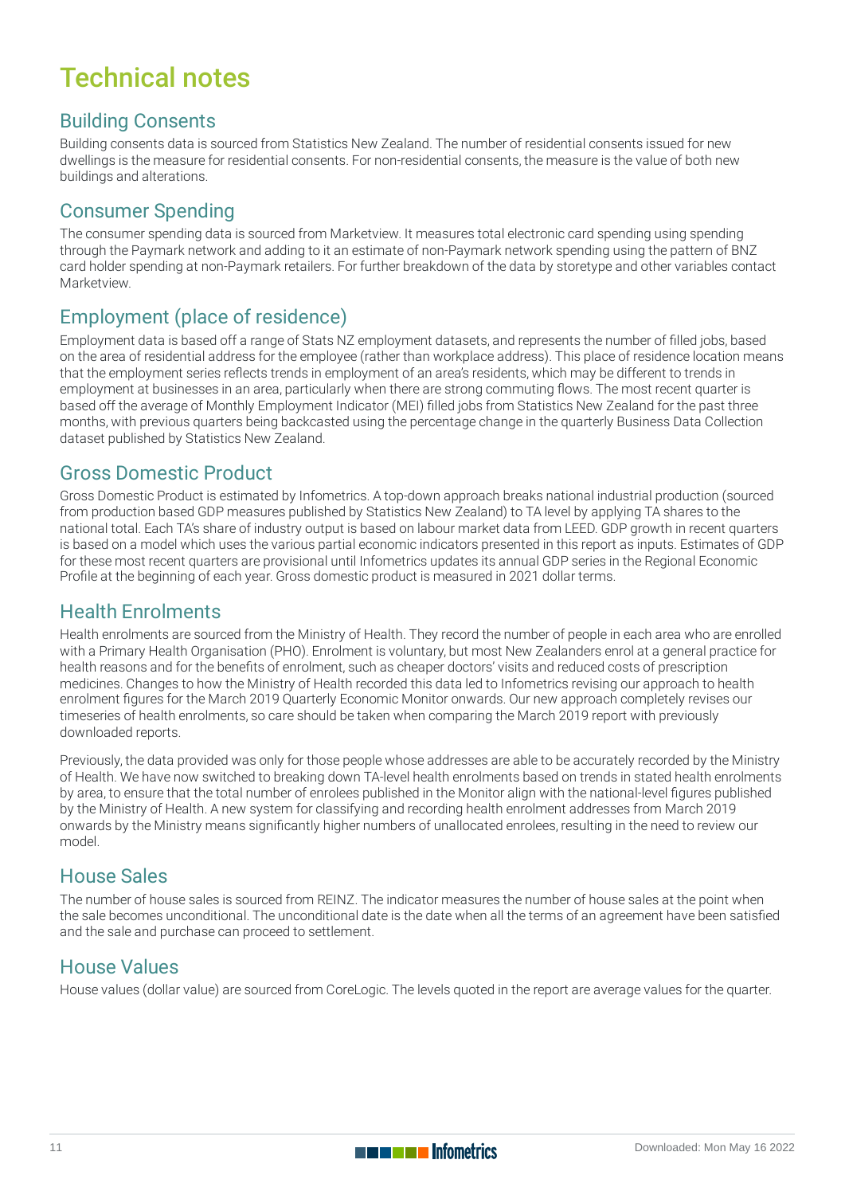# Technical notes

## Building Consents

Building consents data is sourced from Statistics New Zealand. The number of residential consents issued for new dwellings is the measure for residential consents. For non-residential consents, the measure is the value of both new buildings and alterations.

## Consumer Spending

The consumer spending data is sourced from Marketview. It measures total electronic card spending using spending through the Paymark network and adding to it an estimate of non-Paymark network spending using the pattern of BNZ card holder spending at non-Paymark retailers. For further breakdown of the data by storetype and other variables contact Marketview.

## Employment (place of residence)

Employment data is based off a range of Stats NZ employment datasets, and represents the number of filled jobs, based on the area of residential address for the employee (rather than workplace address). This place of residence location means that the employment series reflects trends in employment of an area's residents, which may be different to trends in employment at businesses in an area, particularly when there are strong commuting flows. The most recent quarter is based off the average of Monthly Employment Indicator (MEI) filled jobs from Statistics New Zealand for the past three months, with previous quarters being backcasted using the percentage change in the quarterly Business Data Collection dataset published by Statistics New Zealand.

## Gross Domestic Product

Gross Domestic Product is estimated by Infometrics. A top-down approach breaks national industrial production (sourced from production based GDP measures published by Statistics New Zealand) to TA level by applying TA shares to the national total. Each TA's share of industry output is based on labour market data from LEED. GDP growth in recent quarters is based on a model which uses the various partial economic indicators presented in this report as inputs. Estimates of GDP for these most recent quarters are provisional until Infometrics updates its annual GDP series in the Regional Economic Profile at the beginning of each year. Gross domestic product is measured in 2021 dollar terms.

## Health Enrolments

Health enrolments are sourced from the Ministry of Health. They record the number of people in each area who are enrolled with a Primary Health Organisation (PHO). Enrolment is voluntary, but most New Zealanders enrol at a general practice for health reasons and for the benefits of enrolment, such as cheaper doctors' visits and reduced costs of prescription medicines. Changes to how the Ministry of Health recorded this data led to Infometrics revising our approach to health enrolment figures for the March 2019 Quarterly Economic Monitor onwards. Our new approach completely revises our timeseries of health enrolments, so care should be taken when comparing the March 2019 report with previously downloaded reports.

Previously, the data provided was only for those people whose addresses are able to be accurately recorded by the Ministry of Health. We have now switched to breaking down TA-level health enrolments based on trends in stated health enrolments by area, to ensure that the total number of enrolees published in the Monitor align with the national-level figures published by the Ministry of Health. A new system for classifying and recording health enrolment addresses from March 2019 onwards by the Ministry means significantly higher numbers of unallocated enrolees, resulting in the need to review our model.

## House Sales

The number of house sales is sourced from REINZ. The indicator measures the number of house sales at the point when the sale becomes unconditional. The unconditional date is the date when all the terms of an agreement have been satisfied and the sale and purchase can proceed to settlement.

## House Values

House values (dollar value) are sourced from CoreLogic. The levels quoted in the report are average values for the quarter.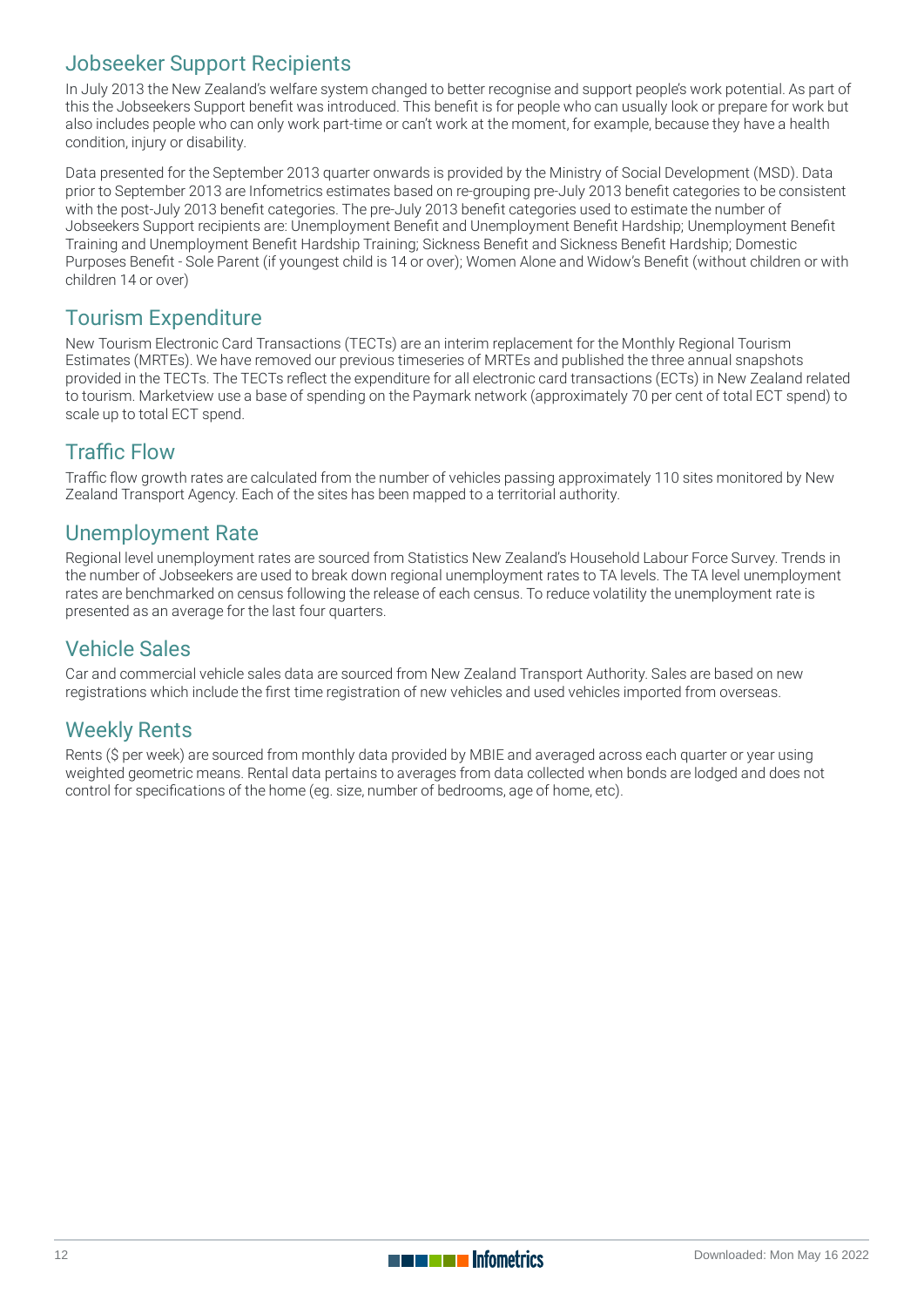## Jobseeker Support Recipients

In July 2013 the New Zealand's welfare system changed to better recognise and support people's work potential. As part of this the Jobseekers Support benefit was introduced. This benefit is for people who can usually look or prepare for work but also includes people who can only work part-time or can't work at the moment, for example, because they have a health condition, injury or disability.

Data presented for the September 2013 quarter onwards is provided by the Ministry of Social Development (MSD). Data prior to September 2013 are Infometrics estimates based on re-grouping pre-July 2013 benefit categories to be consistent with the post-July 2013 benefit categories. The pre-July 2013 benefit categories used to estimate the number of Jobseekers Support recipients are: Unemployment Benefit and Unemployment Benefit Hardship; Unemployment Benefit Training and Unemployment Benefit Hardship Training; Sickness Benefit and Sickness Benefit Hardship; Domestic Purposes Benefit - Sole Parent (if youngest child is 14 or over); Women Alone and Widow's Benefit (without children or with children 14 or over)

## Tourism Expenditure

New Tourism Electronic Card Transactions (TECTs) are an interim replacement for the Monthly Regional Tourism Estimates (MRTEs). We have removed our previous timeseries of MRTEs and published the three annual snapshots provided in the TECTs. The TECTs reflect the expenditure for all electronic card transactions (ECTs) in New Zealand related to tourism. Marketview use a base of spending on the Paymark network (approximately 70 per cent of total ECT spend) to scale up to total ECT spend.

## Traffic Flow

Traffic flow growth rates are calculated from the number of vehicles passing approximately 110 sites monitored by New Zealand Transport Agency. Each of the sites has been mapped to a territorial authority.

## Unemployment Rate

Regional level unemployment rates are sourced from Statistics New Zealand's Household Labour Force Survey. Trends in the number of Jobseekers are used to break down regional unemployment rates to TA levels. The TA level unemployment rates are benchmarked on census following the release of each census. To reduce volatility the unemployment rate is presented as an average for the last four quarters.

## Vehicle Sales

Car and commercial vehicle sales data are sourced from New Zealand Transport Authority. Sales are based on new registrations which include the first time registration of new vehicles and used vehicles imported from overseas.

## Weekly Rents

Rents ($ per week) are sourced from monthly data provided by MBIE and averaged across each quarter or year using weighted geometric means. Rental data pertains to averages from data collected when bonds are lodged and does not control for specifications of the home (eg. size, number of bedrooms, age of home, etc).